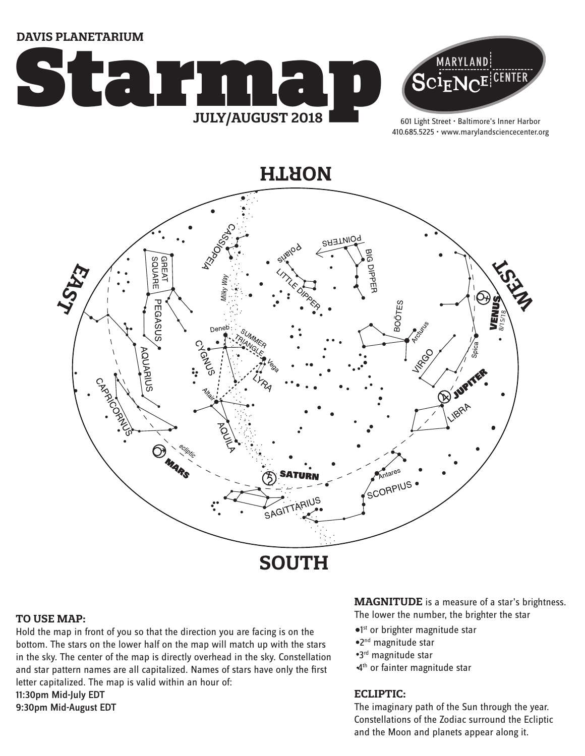DAVIS PLANETARIUM

# Starmap

JULY/AUGUST 2018

MARYLAND SCIENCE CENTER

601 Light Street • Baltimore's Inner Harbor
410.685.5225 • www.marylandsciencecenter.org

NORTH

EAST

WEST

SOUTH

CASSIOPEIA, Milky Way, GREAT SQUARE, PEGASUS, Polaris, POINTERS, LITTLE DIPPER, BIG DIPPER, BOÖTES, Arcturus, VENUS 8/15/18, Deneb, SUMMER TRIANGLE, Vega, CYGNUS, LYRA, AQUARIUS, CAPRICORNUS, Altair, AQUILA, VIRGO, Spica, JUPITER, LIBRA, ecliptic, MARS, SATURN, Antares, SCORPIUS, SAGITTARIUS

### TO USE MAP:

Hold the map in front of you so that the direction you are facing is on the bottom. The stars on the lower half on the map will match up with the stars in the sky. The center of the map is directly overhead in the sky. Constellation and star pattern names are all capitalized. Names of stars have only the first letter capitalized. The map is valid within an hour of:

11:30pm Mid-July EDT
9:30pm Mid-August EDT

**MAGNITUDE** is a measure of a star's brightness. The lower the number, the brighter the star

- 1st or brighter magnitude star
- 2nd magnitude star
- 3rd magnitude star
- 4th or fainter magnitude star

### ECLIPTIC:

The imaginary path of the Sun through the year. Constellations of the Zodiac surround the Ecliptic and the Moon and planets appear along it.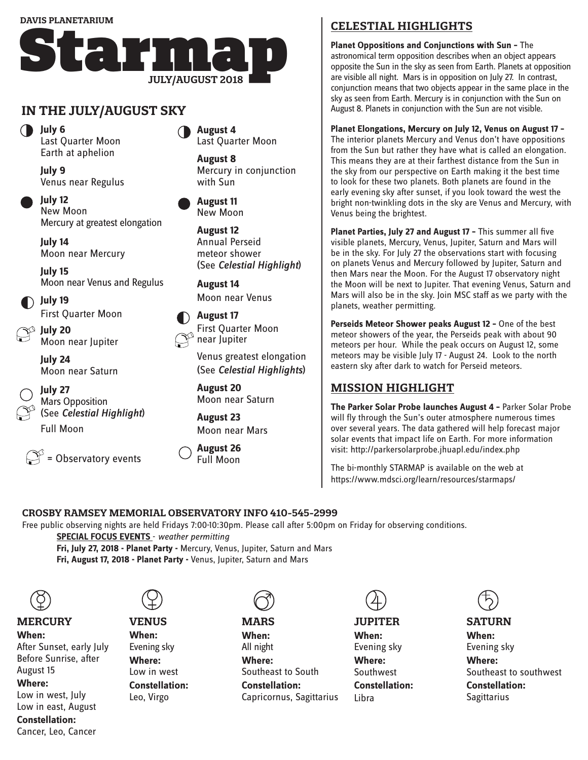DAVIS PLANETARIUM

# Starmap

JULY/AUGUST 2018

## IN THE JULY/AUGUST SKY

**July 6**
Last Quarter Moon
Earth at aphelion

**July 9**
Venus near Regulus

**July 12**
New Moon
Mercury at greatest elongation

**July 14**
Moon near Mercury

**July 15**
Moon near Venus and Regulus

**July 19**
First Quarter Moon

**July 20**
Moon near Jupiter

**July 24**
Moon near Saturn

**July 27**
Mars Opposition
(See *Celestial Highlight*)
Full Moon

= Observatory events

**August 4**
Last Quarter Moon

**August 8**
Mercury in conjunction with Sun

**August 11**
New Moon

**August 12**
Annual Perseid meteor shower
(See *Celestial Highlight*)

**August 14**
Moon near Venus

**August 17**
First Quarter Moon near Jupiter

Venus greatest elongation
(See *Celestial Highlights*)

**August 20**
Moon near Saturn

**August 23**
Moon near Mars

**August 26**
Full Moon

## CELESTIAL HIGHLIGHTS

**Planet Oppositions and Conjunctions with Sun –** The astronomical term opposition describes when an object appears opposite the Sun in the sky as seen from Earth. Planets at opposition are visible all night. Mars is in opposition on July 27. In contrast, conjunction means that two objects appear in the same place in the sky as seen from Earth. Mercury is in conjunction with the Sun on August 8. Planets in conjunction with the Sun are not visible.

**Planet Elongations, Mercury on July 12, Venus on August 17 –** The interior planets Mercury and Venus don't have oppositions from the Sun but rather they have what is called an elongation. This means they are at their farthest distance from the Sun in the sky from our perspective on Earth making it the best time to look for these two planets. Both planets are found in the early evening sky after sunset, if you look toward the west the bright non-twinkling dots in the sky are Venus and Mercury, with Venus being the brightest.

**Planet Parties, July 27 and August 17 –** This summer all five visible planets, Mercury, Venus, Jupiter, Saturn and Mars will be in the sky. For July 27 the observations start with focusing on planets Venus and Mercury followed by Jupiter, Saturn and then Mars near the Moon. For the August 17 observatory night the Moon will be next to Jupiter. That evening Venus, Saturn and Mars will also be in the sky. Join MSC staff as we party with the planets, weather permitting.

**Perseids Meteor Shower peaks August 12 –** One of the best meteor showers of the year, the Perseids peak with about 90 meteors per hour. While the peak occurs on August 12, some meteors may be visible July 17 - August 24. Look to the north eastern sky after dark to watch for Perseid meteors.

## MISSION HIGHLIGHT

**The Parker Solar Probe launches August 4 –** Parker Solar Probe will fly through the Sun's outer atmosphere numerous times over several years. The data gathered will help forecast major solar events that impact life on Earth. For more information visit: http://parkersolarprobe.jhuapl.edu/index.php

The bi-monthly STARMAP is available on the web at https://www.mdsci.org/learn/resources/starmaps/

## CROSBY RAMSEY MEMORIAL OBSERVATORY INFO 410-545-2999

Free public observing nights are held Fridays 7:00-10:30pm. Please call after 5:00pm on Friday for observing conditions.

**SPECIAL FOCUS EVENTS** - *weather permitting*

**Fri, July 27, 2018 - Planet Party -** Mercury, Venus, Jupiter, Saturn and Mars

**Fri, August 17, 2018 - Planet Party -** Venus, Jupiter, Saturn and Mars

### MERCURY

**When:**
After Sunset, early July
Before Sunrise, after August 15

**Where:**
Low in west, July
Low in east, August

**Constellation:**
Cancer, Leo, Cancer

### VENUS

**When:**
Evening sky

**Where:**
Low in west

**Constellation:**
Leo, Virgo

### MARS

**When:**
All night

**Where:**
Southeast to South

**Constellation:**
Capricornus, Sagittarius

### JUPITER

**When:**
Evening sky

**Where:**
Southwest

**Constellation:**
Libra

### SATURN

**When:**
Evening sky

**Where:**
Southeast to southwest

**Constellation:**
Sagittarius